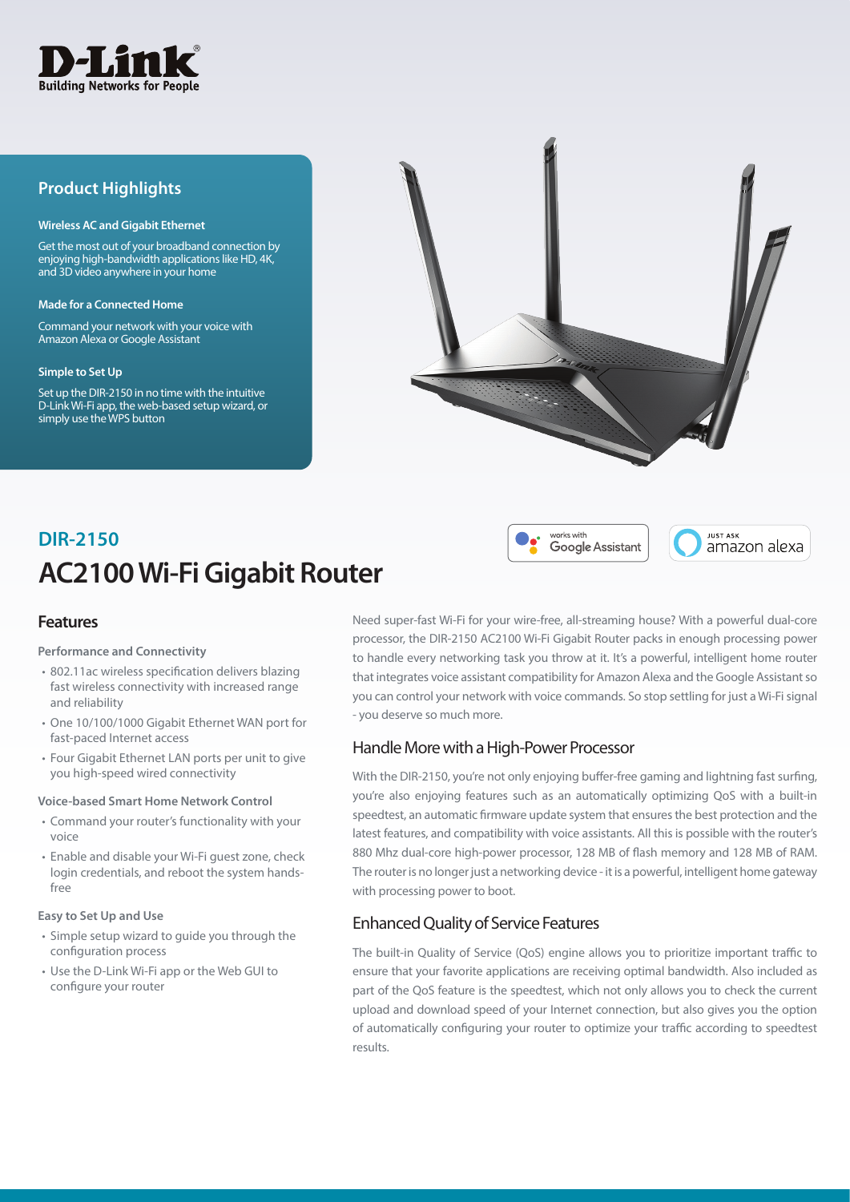D-Link
Building Networks for People

## Product Highlights

**Wireless AC and Gigabit Ethernet**

Get the most out of your broadband connection by enjoying high-bandwidth applications like HD, 4K, and 3D video anywhere in your home

**Made for a Connected Home**

Command your network with your voice with Amazon Alexa or Google Assistant

**Simple to Set Up**

Set up the DIR-2150 in no time with the intuitive D-Link Wi-Fi app, the web-based setup wizard, or simply use the WPS button

## DIR-2150

# AC2100 Wi-Fi Gigabit Router

works with Google Assistant

JUST ASK amazon alexa

## Features

**Performance and Connectivity**

- 802.11ac wireless specification delivers blazing fast wireless connectivity with increased range and reliability
- One 10/100/1000 Gigabit Ethernet WAN port for fast-paced Internet access
- Four Gigabit Ethernet LAN ports per unit to give you high-speed wired connectivity

**Voice-based Smart Home Network Control**

- Command your router's functionality with your voice
- Enable and disable your Wi-Fi guest zone, check login credentials, and reboot the system hands-free

**Easy to Set Up and Use**

- Simple setup wizard to guide you through the configuration process
- Use the D-Link Wi-Fi app or the Web GUI to configure your router

Need super-fast Wi-Fi for your wire-free, all-streaming house? With a powerful dual-core processor, the DIR-2150 AC2100 Wi-Fi Gigabit Router packs in enough processing power to handle every networking task you throw at it. It's a powerful, intelligent home router that integrates voice assistant compatibility for Amazon Alexa and the Google Assistant so you can control your network with voice commands. So stop settling for just a Wi-Fi signal - you deserve so much more.

### Handle More with a High-Power Processor

With the DIR-2150, you're not only enjoying buffer-free gaming and lightning fast surfing, you're also enjoying features such as an automatically optimizing QoS with a built-in speedtest, an automatic firmware update system that ensures the best protection and the latest features, and compatibility with voice assistants. All this is possible with the router's 880 Mhz dual-core high-power processor, 128 MB of flash memory and 128 MB of RAM. The router is no longer just a networking device - it is a powerful, intelligent home gateway with processing power to boot.

### Enhanced Quality of Service Features

The built-in Quality of Service (QoS) engine allows you to prioritize important traffic to ensure that your favorite applications are receiving optimal bandwidth. Also included as part of the QoS feature is the speedtest, which not only allows you to check the current upload and download speed of your Internet connection, but also gives you the option of automatically configuring your router to optimize your traffic according to speedtest results.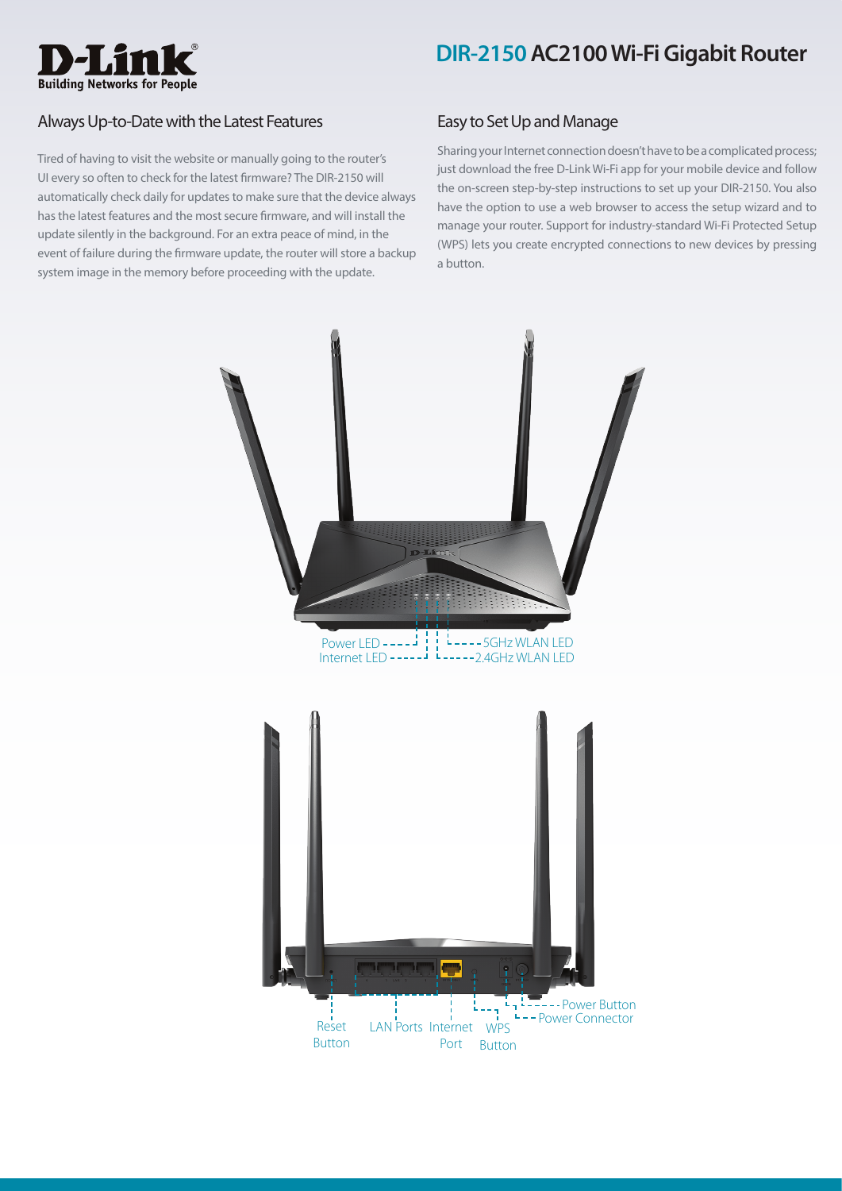# DIR-2150 AC2100 Wi-Fi Gigabit Router

## Always Up-to-Date with the Latest Features

Tired of having to visit the website or manually going to the router's UI every so often to check for the latest firmware? The DIR-2150 will automatically check daily for updates to make sure that the device always has the latest features and the most secure firmware, and will install the update silently in the background. For an extra peace of mind, in the event of failure during the firmware update, the router will store a backup system image in the memory before proceeding with the update.

## Easy to Set Up and Manage

Sharing your Internet connection doesn't have to be a complicated process; just download the free D-Link Wi-Fi app for your mobile device and follow the on-screen step-by-step instructions to set up your DIR-2150. You also have the option to use a web browser to access the setup wizard and to manage your router. Support for industry-standard Wi-Fi Protected Setup (WPS) lets you create encrypted connections to new devices by pressing a button.

Power LED
Internet LED
5GHz WLAN LED
2.4GHz WLAN LED

Reset Button
LAN Ports
Internet Port
WPS Button
Power Button
Power Connector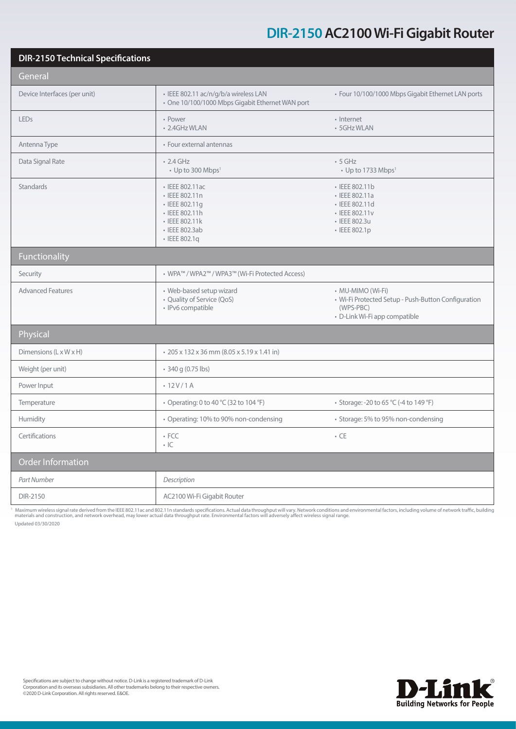# DIR-2150 AC2100 Wi-Fi Gigabit Router

## DIR-2150 Technical Specifications

| | | |
|---|---|---|
| **General** | | |
| Device Interfaces (per unit) | • IEEE 802.11 ac/n/g/b/a wireless LAN<br>• One 10/100/1000 Mbps Gigabit Ethernet WAN port | • Four 10/100/1000 Mbps Gigabit Ethernet LAN ports |
| LEDs | • Power<br>• 2.4GHz WLAN | • Internet<br>• 5GHz WLAN |
| Antenna Type | • Four external antennas | |
| Data Signal Rate | • 2.4 GHz<br>• Up to 300 Mbps[1] | • 5 GHz<br>• Up to 1733 Mbps[1] |
| Standards | • IEEE 802.11ac<br>• IEEE 802.11n<br>• IEEE 802.11g<br>• IEEE 802.11h<br>• IEEE 802.11k<br>• IEEE 802.3ab<br>• IEEE 802.1q | • IEEE 802.11b<br>• IEEE 802.11a<br>• IEEE 802.11d<br>• IEEE 802.11v<br>• IEEE 802.3u<br>• IEEE 802.1p |
| **Functionality** | | |
| Security | • WPA™ / WPA2™ / WPA3™ (Wi-Fi Protected Access) | |
| Advanced Features | • Web-based setup wizard<br>• Quality of Service (QoS)<br>• IPv6 compatible | • MU-MIMO (Wi-Fi)<br>• Wi-Fi Protected Setup - Push-Button Configuration (WPS-PBC)<br>• D-Link Wi-Fi app compatible |
| **Physical** | | |
| Dimensions (L x W x H) | • 205 x 132 x 36 mm (8.05 x 5.19 x 1.41 in) | |
| Weight (per unit) | • 340 g (0.75 lbs) | |
| Power Input | • 12 V / 1 A | |
| Temperature | • Operating: 0 to 40 °C (32 to 104 °F) | • Storage: -20 to 65 °C (-4 to 149 °F) |
| Humidity | • Operating: 10% to 90% non-condensing | • Storage: 5% to 95% non-condensing |
| Certifications | • FCC<br>• IC | • CE |
| **Order Information** | | |
| *Part Number* | *Description* | |
| DIR-2150 | AC2100 Wi-Fi Gigabit Router | |

[1] Maximum wireless signal rate derived from the IEEE 802.11ac and 802.11n standards specifications. Actual data throughput will vary. Network conditions and environmental factors, including volume of network traffic, building materials and construction, and network overhead, may lower actual data throughput rate. Environmental factors will adversely affect wireless signal range.

Updated 03/30/2020

Specifications are subject to change without notice. D-Link is a registered trademark of D-Link Corporation and its overseas subsidiaries. All other trademarks belong to their respective owners. ©2020 D-Link Corporation. All rights reserved. E&OE.

D-Link® Building Networks for People